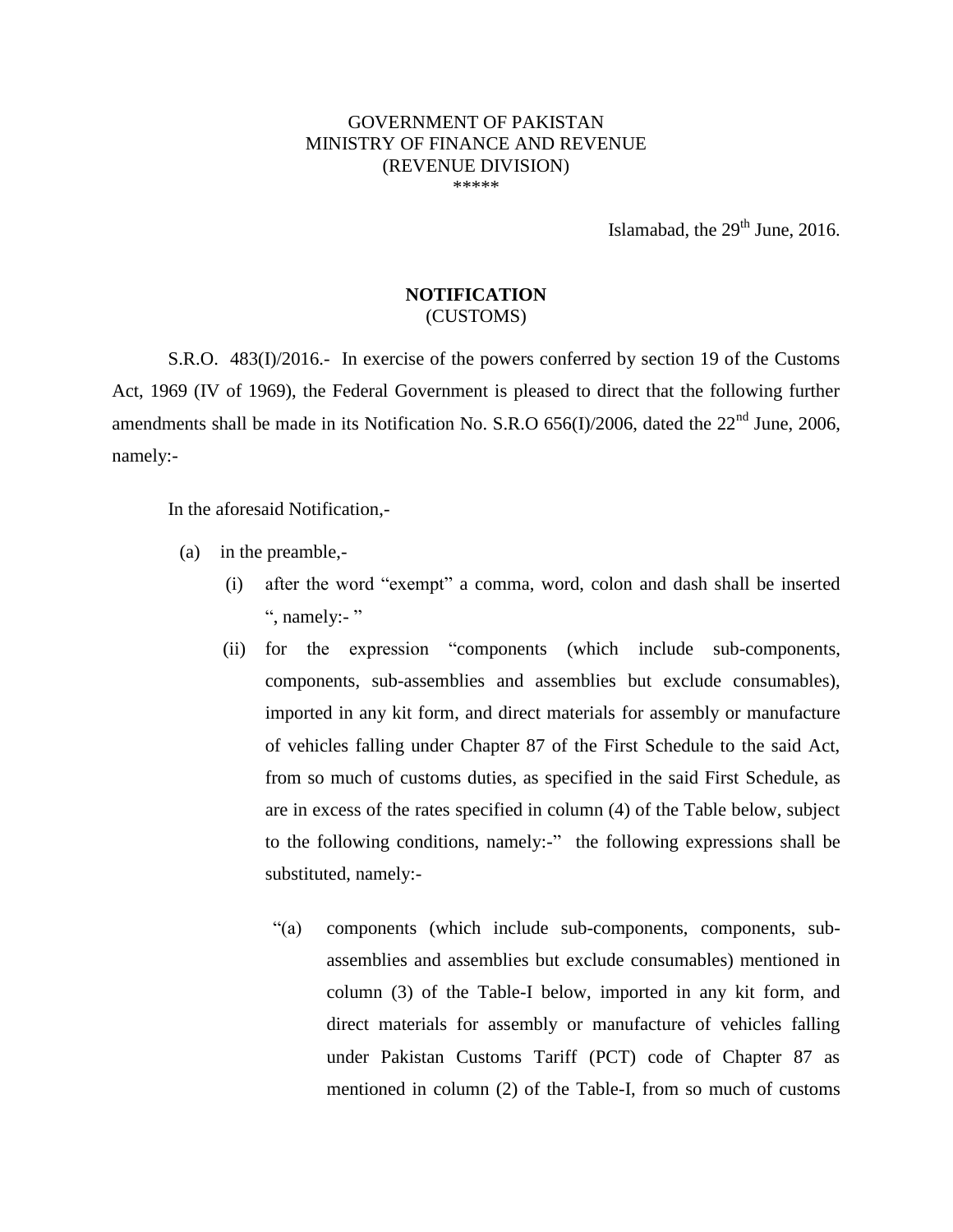GOVERNMENT OF PAKISTAN
MINISTRY OF FINANCE AND REVENUE
(REVENUE DIVISION)
\*\*\*\*\*

Islamabad, the 29th June, 2016.

**NOTIFICATION**
(CUSTOMS)

S.R.O. 483(I)/2016.- In exercise of the powers conferred by section 19 of the Customs Act, 1969 (IV of 1969), the Federal Government is pleased to direct that the following further amendments shall be made in its Notification No. S.R.O 656(I)/2006, dated the 22nd June, 2006, namely:-

In the aforesaid Notification,-

(a) in the preamble,-

(i) after the word "exempt" a comma, word, colon and dash shall be inserted ", namely:- "

(ii) for the expression "components (which include sub-components, components, sub-assemblies and assemblies but exclude consumables), imported in any kit form, and direct materials for assembly or manufacture of vehicles falling under Chapter 87 of the First Schedule to the said Act, from so much of customs duties, as specified in the said First Schedule, as are in excess of the rates specified in column (4) of the Table below, subject to the following conditions, namely:-" the following expressions shall be substituted, namely:-

"(a) components (which include sub-components, components, sub-assemblies and assemblies but exclude consumables) mentioned in column (3) of the Table-I below, imported in any kit form, and direct materials for assembly or manufacture of vehicles falling under Pakistan Customs Tariff (PCT) code of Chapter 87 as mentioned in column (2) of the Table-I, from so much of customs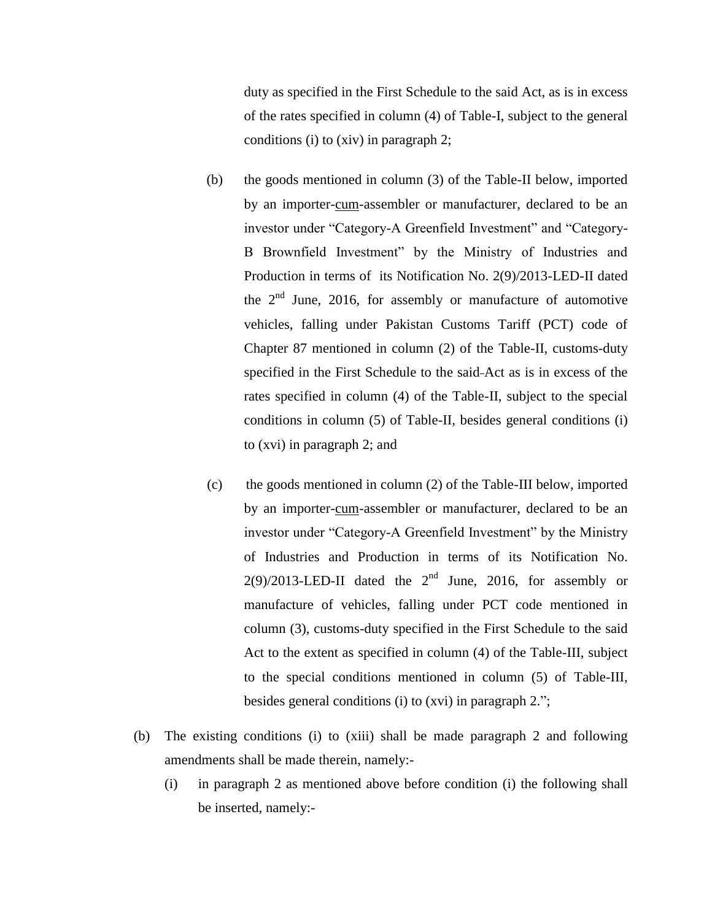duty as specified in the First Schedule to the said Act, as is in excess of the rates specified in column (4) of Table-I, subject to the general conditions (i) to (xiv) in paragraph 2;

(b) the goods mentioned in column (3) of the Table-II below, imported by an importer-cum-assembler or manufacturer, declared to be an investor under "Category-A Greenfield Investment" and "Category-B Brownfield Investment" by the Ministry of Industries and Production in terms of its Notification No. 2(9)/2013-LED-II dated the 2nd June, 2016, for assembly or manufacture of automotive vehicles, falling under Pakistan Customs Tariff (PCT) code of Chapter 87 mentioned in column (2) of the Table-II, customs-duty specified in the First Schedule to the said Act as is in excess of the rates specified in column (4) of the Table-II, subject to the special conditions in column (5) of Table-II, besides general conditions (i) to (xvi) in paragraph 2; and

(c) the goods mentioned in column (2) of the Table-III below, imported by an importer-cum-assembler or manufacturer, declared to be an investor under "Category-A Greenfield Investment" by the Ministry of Industries and Production in terms of its Notification No. 2(9)/2013-LED-II dated the 2nd June, 2016, for assembly or manufacture of vehicles, falling under PCT code mentioned in column (3), customs-duty specified in the First Schedule to the said Act to the extent as specified in column (4) of the Table-III, subject to the special conditions mentioned in column (5) of Table-III, besides general conditions (i) to (xvi) in paragraph 2.";

(b) The existing conditions (i) to (xiii) shall be made paragraph 2 and following amendments shall be made therein, namely:-

(i) in paragraph 2 as mentioned above before condition (i) the following shall be inserted, namely:-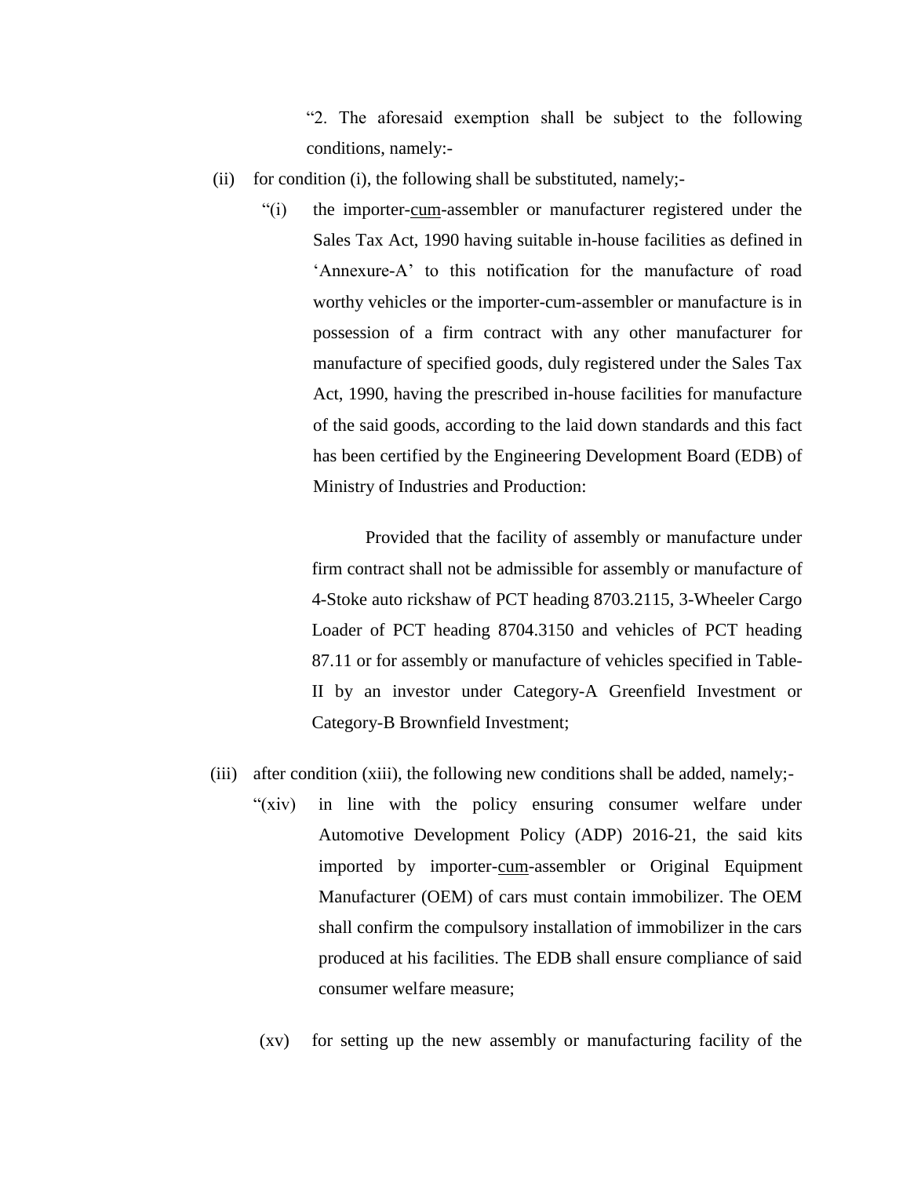"2. The aforesaid exemption shall be subject to the following conditions, namely:-

(ii) for condition (i), the following shall be substituted, namely;-

"(i) the importer-cum-assembler or manufacturer registered under the Sales Tax Act, 1990 having suitable in-house facilities as defined in 'Annexure-A' to this notification for the manufacture of road worthy vehicles or the importer-cum-assembler or manufacture is in possession of a firm contract with any other manufacturer for manufacture of specified goods, duly registered under the Sales Tax Act, 1990, having the prescribed in-house facilities for manufacture of the said goods, according to the laid down standards and this fact has been certified by the Engineering Development Board (EDB) of Ministry of Industries and Production:

Provided that the facility of assembly or manufacture under firm contract shall not be admissible for assembly or manufacture of 4-Stoke auto rickshaw of PCT heading 8703.2115, 3-Wheeler Cargo Loader of PCT heading 8704.3150 and vehicles of PCT heading 87.11 or for assembly or manufacture of vehicles specified in Table-II by an investor under Category-A Greenfield Investment or Category-B Brownfield Investment;

(iii) after condition (xiii), the following new conditions shall be added, namely;-

"(xiv) in line with the policy ensuring consumer welfare under Automotive Development Policy (ADP) 2016-21, the said kits imported by importer-cum-assembler or Original Equipment Manufacturer (OEM) of cars must contain immobilizer. The OEM shall confirm the compulsory installation of immobilizer in the cars produced at his facilities. The EDB shall ensure compliance of said consumer welfare measure;

(xv) for setting up the new assembly or manufacturing facility of the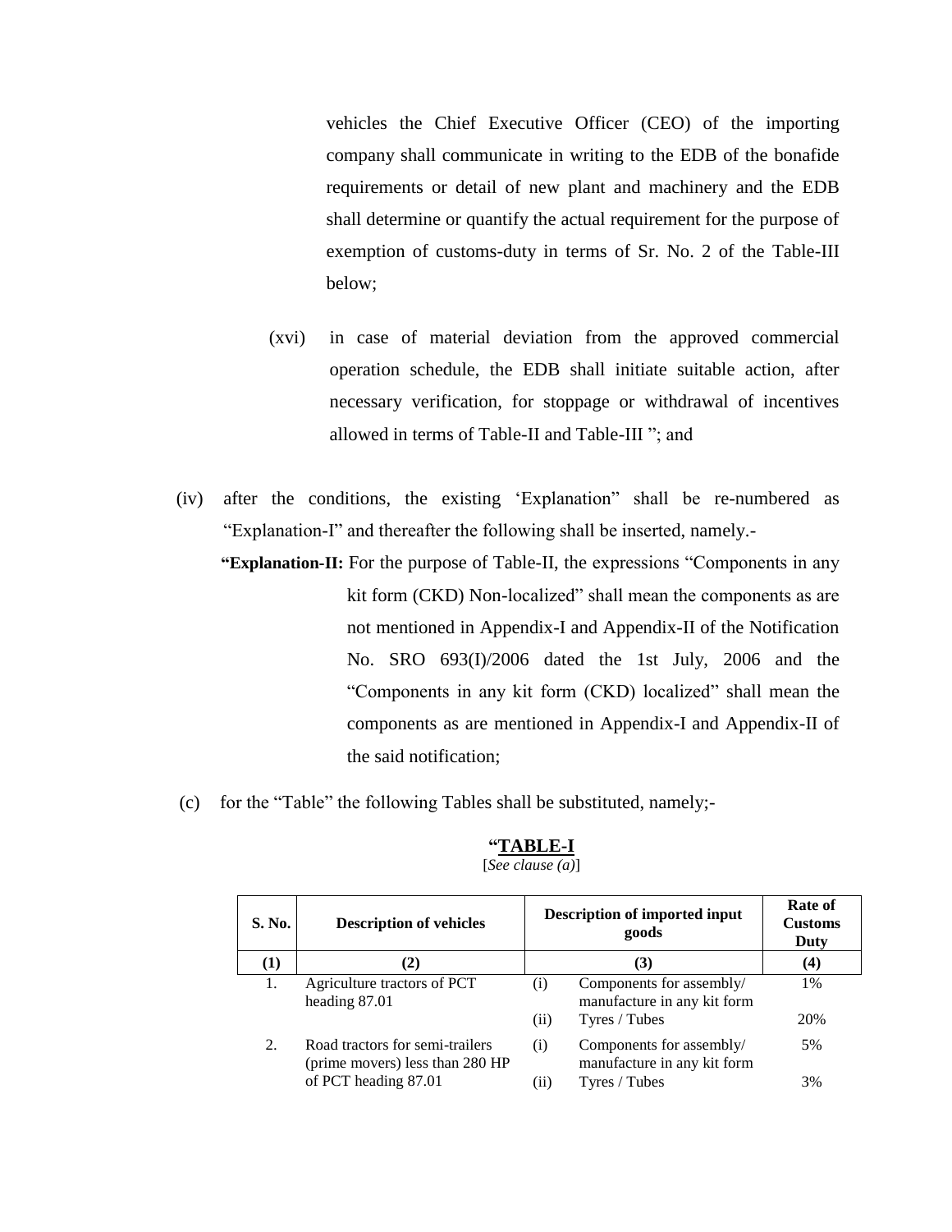vehicles the Chief Executive Officer (CEO) of the importing company shall communicate in writing to the EDB of the bonafide requirements or detail of new plant and machinery and the EDB shall determine or quantify the actual requirement for the purpose of exemption of customs-duty in terms of Sr. No. 2 of the Table-III below;

(xvi) in case of material deviation from the approved commercial operation schedule, the EDB shall initiate suitable action, after necessary verification, for stoppage or withdrawal of incentives allowed in terms of Table-II and Table-III "; and

(iv) after the conditions, the existing 'Explanation" shall be re-numbered as "Explanation-I" and thereafter the following shall be inserted, namely.-

**"Explanation-II:** For the purpose of Table-II, the expressions "Components in any kit form (CKD) Non-localized" shall mean the components as are not mentioned in Appendix-I and Appendix-II of the Notification No. SRO 693(I)/2006 dated the 1st July, 2006 and the "Components in any kit form (CKD) localized" shall mean the components as are mentioned in Appendix-I and Appendix-II of the said notification;

(c) for the "Table" the following Tables shall be substituted, namely;-

**"TABLE-I**

[*See clause (a)*]

| S. No. | Description of vehicles | Description of imported input goods | | Rate of Customs Duty |
|---|---|---|---|---|
| (1) | (2) | (3) | | (4) |
| 1. | Agriculture tractors of PCT heading 87.01 | (i) | Components for assembly/ manufacture in any kit form | 1% |
| | | (ii) | Tyres / Tubes | 20% |
| 2. | Road tractors for semi-trailers (prime movers) less than 280 HP of PCT heading 87.01 | (i) | Components for assembly/ manufacture in any kit form | 5% |
| | | (ii) | Tyres / Tubes | 3% |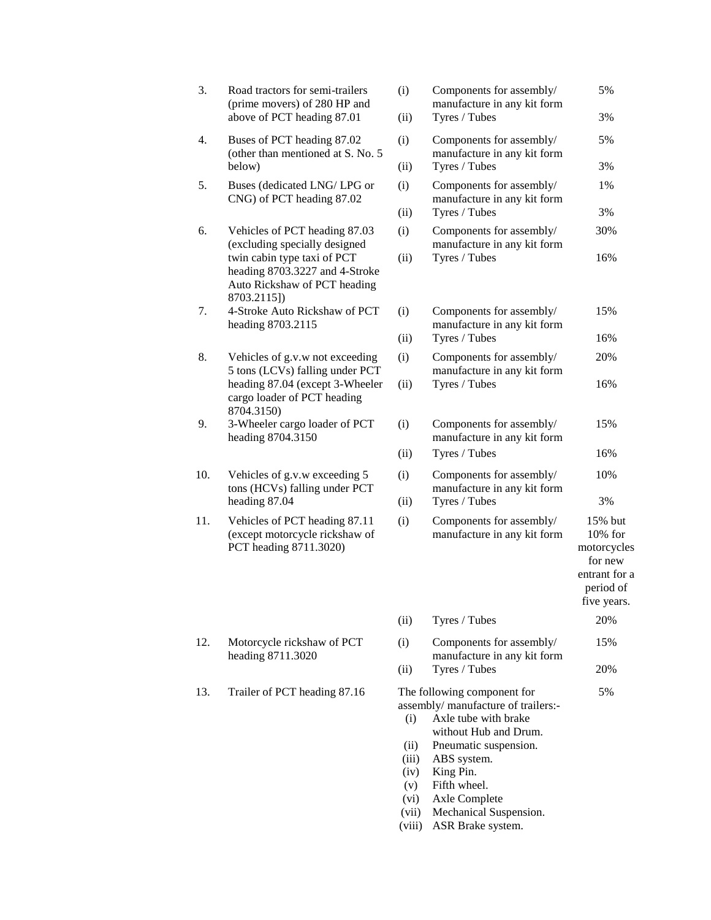| | | | | |
|---|---|---|---|---|
| 3. | Road tractors for semi-trailers (prime movers) of 280 HP and above of PCT heading 87.01 | (i) | Components for assembly/ manufacture in any kit form | 5% |
| | | (ii) | Tyres / Tubes | 3% |
| 4. | Buses of PCT heading 87.02 (other than mentioned at S. No. 5 below) | (i) | Components for assembly/ manufacture in any kit form | 5% |
| | | (ii) | Tyres / Tubes | 3% |
| 5. | Buses (dedicated LNG/ LPG or CNG) of PCT heading 87.02 | (i) | Components for assembly/ manufacture in any kit form | 1% |
| | | (ii) | Tyres / Tubes | 3% |
| 6. | Vehicles of PCT heading 87.03 (excluding specially designed twin cabin type taxi of PCT heading 8703.3227 and 4-Stroke Auto Rickshaw of PCT heading 8703.2115]) | (i) | Components for assembly/ manufacture in any kit form | 30% |
| | | (ii) | Tyres / Tubes | 16% |
| 7. | 4-Stroke Auto Rickshaw of PCT heading 8703.2115 | (i) | Components for assembly/ manufacture in any kit form | 15% |
| | | (ii) | Tyres / Tubes | 16% |
| 8. | Vehicles of g.v.w not exceeding 5 tons (LCVs) falling under PCT heading 87.04 (except 3-Wheeler cargo loader of PCT heading 8704.3150) | (i) | Components for assembly/ manufacture in any kit form | 20% |
| | | (ii) | Tyres / Tubes | 16% |
| 9. | 3-Wheeler cargo loader of PCT heading 8704.3150 | (i) | Components for assembly/ manufacture in any kit form | 15% |
| | | (ii) | Tyres / Tubes | 16% |
| 10. | Vehicles of g.v.w exceeding 5 tons (HCVs) falling under PCT heading 87.04 | (i) | Components for assembly/ manufacture in any kit form | 10% |
| | | (ii) | Tyres / Tubes | 3% |
| 11. | Vehicles of PCT heading 87.11 (except motorcycle rickshaw of PCT heading 8711.3020) | (i) | Components for assembly/ manufacture in any kit form | 15% but 10% for motorcycles for new entrant for a period of five years. |
| | | (ii) | Tyres / Tubes | 20% |
| 12. | Motorcycle rickshaw of PCT heading 8711.3020 | (i) | Components for assembly/ manufacture in any kit form | 15% |
| | | (ii) | Tyres / Tubes | 20% |
| 13. | Trailer of PCT heading 87.16 | | The following component for assembly/ manufacture of trailers:- (i) Axle tube with brake without Hub and Drum. (ii) Pneumatic suspension. (iii) ABS system. (iv) King Pin. (v) Fifth wheel. (vi) Axle Complete (vii) Mechanical Suspension. (viii) ASR Brake system. | 5% |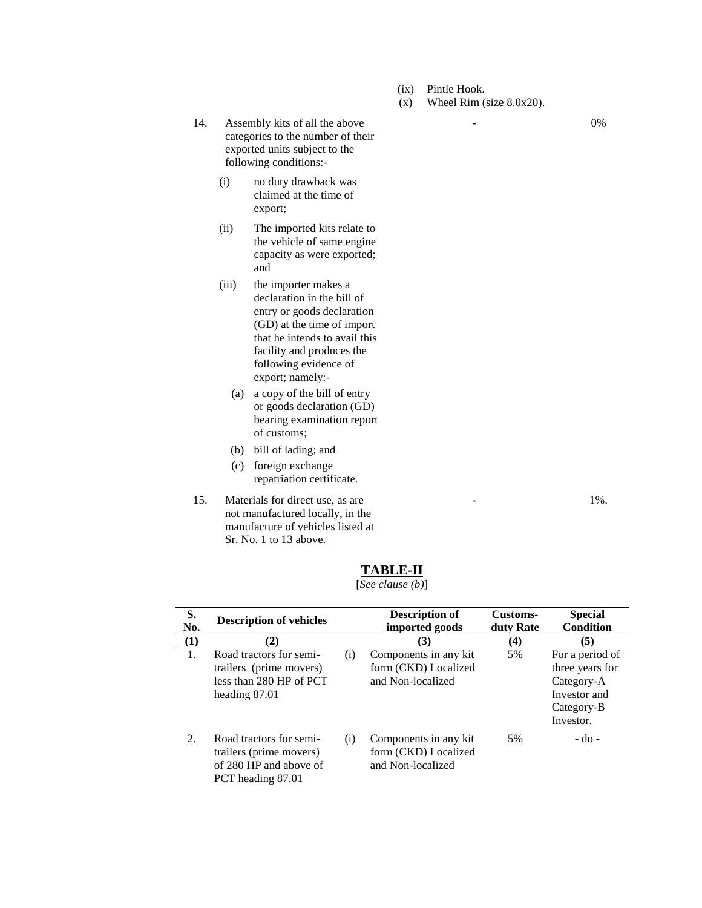(ix) Pintle Hook.

(x) Wheel Rim (size 8.0x20).

| | | | | |
|---|---|---|---|---|
| 14. | Assembly kits of all the above categories to the number of their exported units subject to the following conditions:-<br>(i) no duty drawback was claimed at the time of export;<br>(ii) The imported kits relate to the vehicle of same engine capacity as were exported; and<br>(iii) the importer makes a declaration in the bill of entry or goods declaration (GD) at the time of import that he intends to avail this facility and produces the following evidence of export; namely:-<br>(a) a copy of the bill of entry or goods declaration (GD) bearing examination report of customs;<br>(b) bill of lading; and<br>(c) foreign exchange repatriation certificate. | - | 0% |
| 15. | Materials for direct use, as are not manufactured locally, in the manufacture of vehicles listed at Sr. No. 1 to 13 above. | - | 1%. |

## TABLE-II

[*See clause (b)*]

| S. No. | Description of vehicles | | Description of imported goods | Customs-duty Rate | Special Condition |
|---|---|---|---|---|---|
| (1) | (2) | | (3) | (4) | (5) |
| 1. | Road tractors for semi-trailers (prime movers) less than 280 HP of PCT heading 87.01 | (i) | Components in any kit form (CKD) Localized and Non-localized | 5% | For a period of three years for Category-A Investor and Category-B Investor. |
| 2. | Road tractors for semi-trailers (prime movers) of 280 HP and above of PCT heading 87.01 | (i) | Components in any kit form (CKD) Localized and Non-localized | 5% | - do - |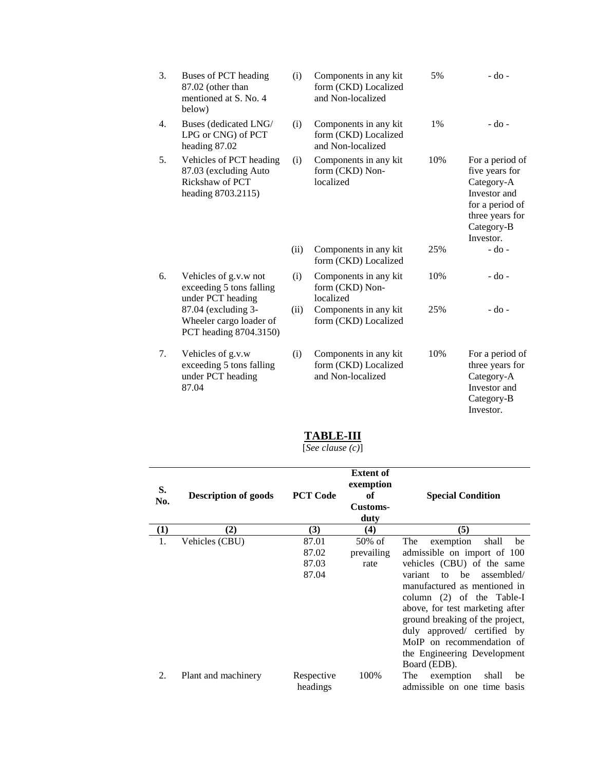| | | | | | |
|---|---|---|---|---|---|
| 3. | Buses of PCT heading 87.02 (other than mentioned at S. No. 4 below) | (i) | Components in any kit form (CKD) Localized and Non-localized | 5% | - do - |
| 4. | Buses (dedicated LNG/ LPG or CNG) of PCT heading 87.02 | (i) | Components in any kit form (CKD) Localized and Non-localized | 1% | - do - |
| 5. | Vehicles of PCT heading 87.03 (excluding Auto Rickshaw of PCT heading 8703.2115) | (i) | Components in any kit form (CKD) Non-localized | 10% | For a period of five years for Category-A Investor and for a period of three years for Category-B Investor. |
| | | (ii) | Components in any kit form (CKD) Localized | 25% | - do - |
| 6. | Vehicles of g.v.w not exceeding 5 tons falling under PCT heading 87.04 (excluding 3-Wheeler cargo loader of PCT heading 8704.3150) | (i) | Components in any kit form (CKD) Non-localized | 10% | - do - |
| | | (ii) | Components in any kit form (CKD) Localized | 25% | - do - |
| 7. | Vehicles of g.v.w exceeding 5 tons falling under PCT heading 87.04 | (i) | Components in any kit form (CKD) Localized and Non-localized | 10% | For a period of three years for Category-A Investor and Category-B Investor. |

## TABLE-III

[*See clause (c)*]

| S. No. | Description of goods | PCT Code | Extent of exemption of Customs-duty | Special Condition |
|---|---|---|---|---|
| (1) | (2) | (3) | (4) | (5) |
| 1. | Vehicles (CBU) | 87.01<br>87.02<br>87.03<br>87.04 | 50% of prevailing rate | The exemption shall be admissible on import of 100 vehicles (CBU) of the same variant to be assembled/ manufactured as mentioned in column (2) of the Table-I above, for test marketing after ground breaking of the project, duly approved/ certified by MoIP on recommendation of the Engineering Development Board (EDB). |
| 2. | Plant and machinery | Respective headings | 100% | The exemption shall be admissible on one time basis |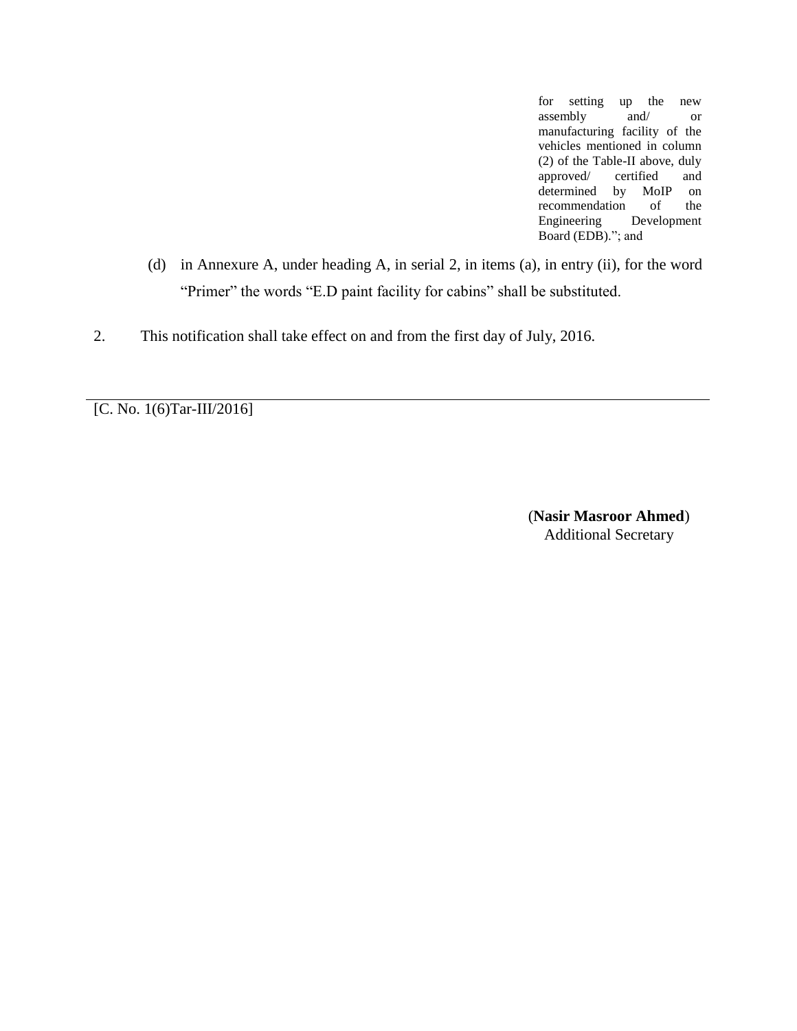for setting up the new assembly and/ or manufacturing facility of the vehicles mentioned in column (2) of the Table-II above, duly approved/ certified and determined by MoIP on recommendation of the Engineering Development Board (EDB).”; and

(d) in Annexure A, under heading A, in serial 2, in items (a), in entry (ii), for the word “Primer” the words “E.D paint facility for cabins” shall be substituted.

2. This notification shall take effect on and from the first day of July, 2016.

---

[C. No. 1(6)Tar-III/2016]

(**Nasir Masroor Ahmed**)
Additional Secretary